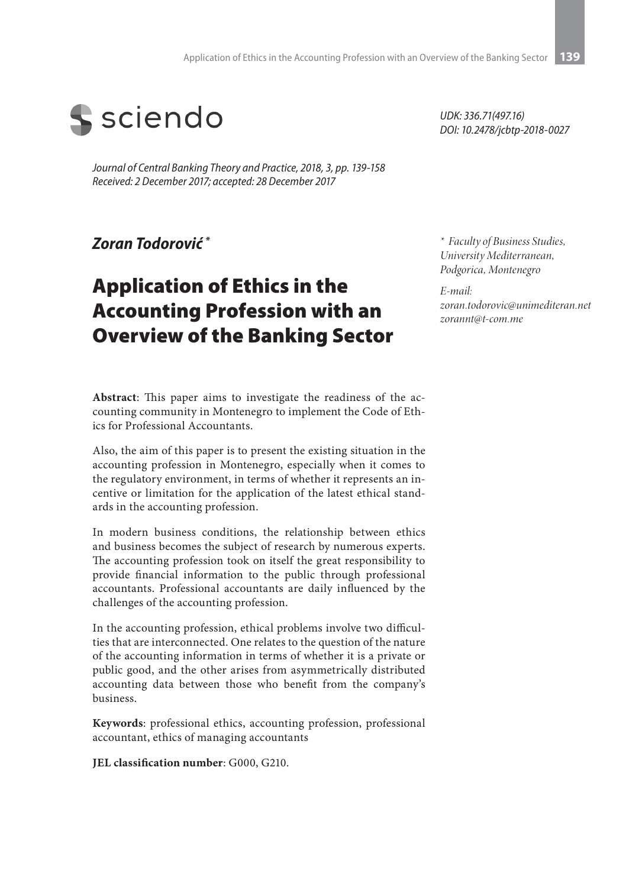sciendo

*UDK: 336.71(497.16)*
*DOI: 10.2478/jcbtp-2018-0027*

*Journal of Central Banking Theory and Practice, 2018, 3, pp. 139-158*
*Received: 2 December 2017; accepted: 28 December 2017*

***Zoran Todorović*** [*]

# Application of Ethics in the Accounting Profession with an Overview of the Banking Sector

[*] *Faculty of Business Studies, University Mediterranean, Podgorica, Montenegro*

*E-mail:*
*zoran.todorovic@unimediteran.net*
*zorannt@t-com.me*

**Abstract**: This paper aims to investigate the readiness of the accounting community in Montenegro to implement the Code of Ethics for Professional Accountants.

Also, the aim of this paper is to present the existing situation in the accounting profession in Montenegro, especially when it comes to the regulatory environment, in terms of whether it represents an incentive or limitation for the application of the latest ethical standards in the accounting profession.

In modern business conditions, the relationship between ethics and business becomes the subject of research by numerous experts. The accounting profession took on itself the great responsibility to provide financial information to the public through professional accountants. Professional accountants are daily influenced by the challenges of the accounting profession.

In the accounting profession, ethical problems involve two difficulties that are interconnected. One relates to the question of the nature of the accounting information in terms of whether it is a private or public good, and the other arises from asymmetrically distributed accounting data between those who benefit from the company's business.

**Keywords**: professional ethics, accounting profession, professional accountant, ethics of managing accountants

**JEL classification number**: G000, G210.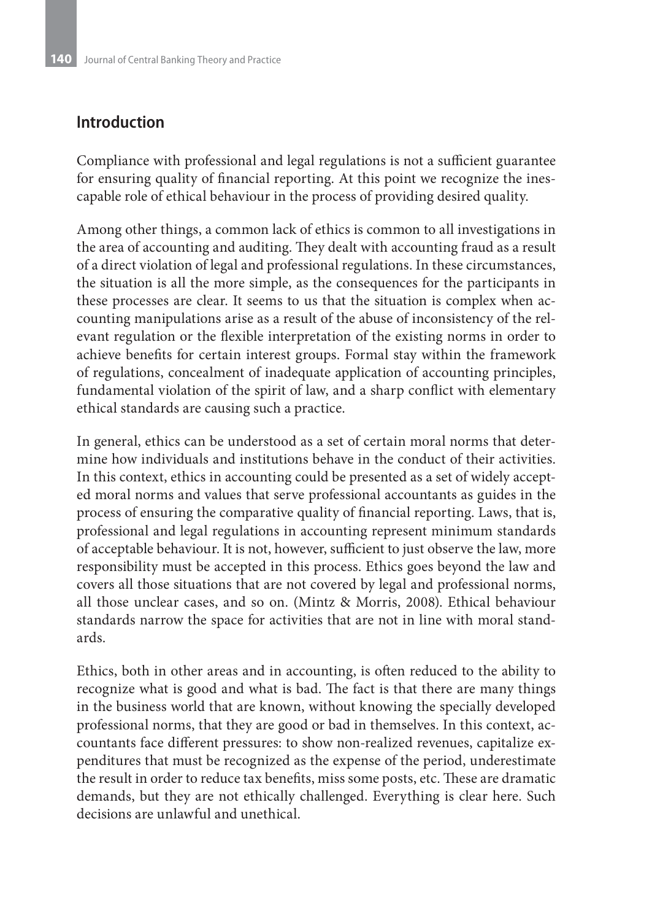## Introduction

Compliance with professional and legal regulations is not a sufficient guarantee for ensuring quality of financial reporting. At this point we recognize the inescapable role of ethical behaviour in the process of providing desired quality.

Among other things, a common lack of ethics is common to all investigations in the area of accounting and auditing. They dealt with accounting fraud as a result of a direct violation of legal and professional regulations. In these circumstances, the situation is all the more simple, as the consequences for the participants in these processes are clear. It seems to us that the situation is complex when accounting manipulations arise as a result of the abuse of inconsistency of the relevant regulation or the flexible interpretation of the existing norms in order to achieve benefits for certain interest groups. Formal stay within the framework of regulations, concealment of inadequate application of accounting principles, fundamental violation of the spirit of law, and a sharp conflict with elementary ethical standards are causing such a practice.

In general, ethics can be understood as a set of certain moral norms that determine how individuals and institutions behave in the conduct of their activities. In this context, ethics in accounting could be presented as a set of widely accepted moral norms and values that serve professional accountants as guides in the process of ensuring the comparative quality of financial reporting. Laws, that is, professional and legal regulations in accounting represent minimum standards of acceptable behaviour. It is not, however, sufficient to just observe the law, more responsibility must be accepted in this process. Ethics goes beyond the law and covers all those situations that are not covered by legal and professional norms, all those unclear cases, and so on. (Mintz & Morris, 2008). Ethical behaviour standards narrow the space for activities that are not in line with moral standards.

Ethics, both in other areas and in accounting, is often reduced to the ability to recognize what is good and what is bad. The fact is that there are many things in the business world that are known, without knowing the specially developed professional norms, that they are good or bad in themselves. In this context, accountants face different pressures: to show non-realized revenues, capitalize expenditures that must be recognized as the expense of the period, underestimate the result in order to reduce tax benefits, miss some posts, etc. These are dramatic demands, but they are not ethically challenged. Everything is clear here. Such decisions are unlawful and unethical.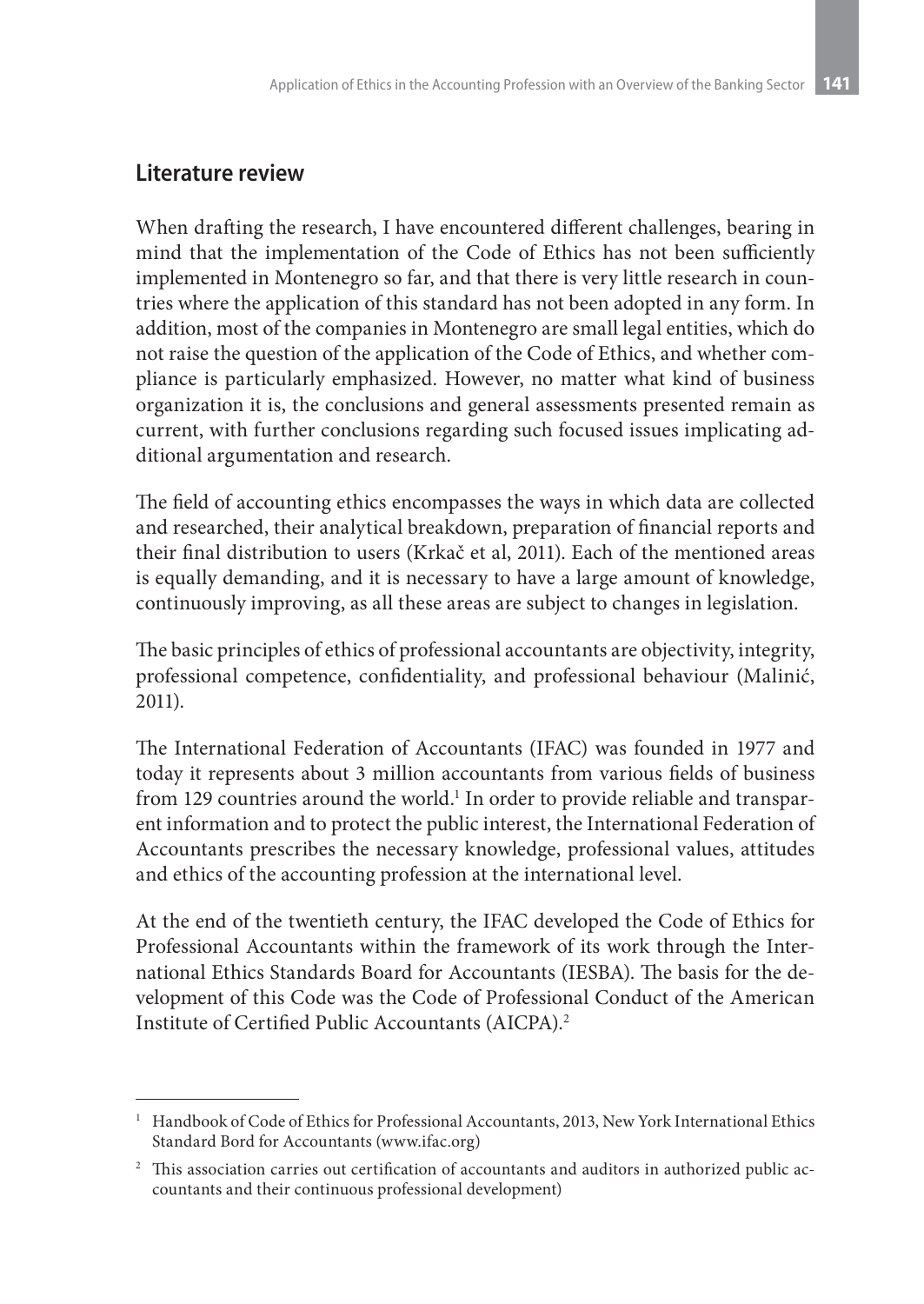## Literature review

When drafting the research, I have encountered different challenges, bearing in mind that the implementation of the Code of Ethics has not been sufficiently implemented in Montenegro so far, and that there is very little research in countries where the application of this standard has not been adopted in any form. In addition, most of the companies in Montenegro are small legal entities, which do not raise the question of the application of the Code of Ethics, and whether compliance is particularly emphasized. However, no matter what kind of business organization it is, the conclusions and general assessments presented remain as current, with further conclusions regarding such focused issues implicating additional argumentation and research.

The field of accounting ethics encompasses the ways in which data are collected and researched, their analytical breakdown, preparation of financial reports and their final distribution to users (Krkač et al, 2011). Each of the mentioned areas is equally demanding, and it is necessary to have a large amount of knowledge, continuously improving, as all these areas are subject to changes in legislation.

The basic principles of ethics of professional accountants are objectivity, integrity, professional competence, confidentiality, and professional behaviour (Malinić, 2011).

The International Federation of Accountants (IFAC) was founded in 1977 and today it represents about 3 million accountants from various fields of business from 129 countries around the world.[1] In order to provide reliable and transparent information and to protect the public interest, the International Federation of Accountants prescribes the necessary knowledge, professional values, attitudes and ethics of the accounting profession at the international level.

At the end of the twentieth century, the IFAC developed the Code of Ethics for Professional Accountants within the framework of its work through the International Ethics Standards Board for Accountants (IESBA). The basis for the development of this Code was the Code of Professional Conduct of the American Institute of Certified Public Accountants (AICPA).[2]

---

[1] Handbook of Code of Ethics for Professional Accountants, 2013, New York International Ethics Standard Bord for Accountants (www.ifac.org)

[2] This association carries out certification of accountants and auditors in authorized public accountants and their continuous professional development)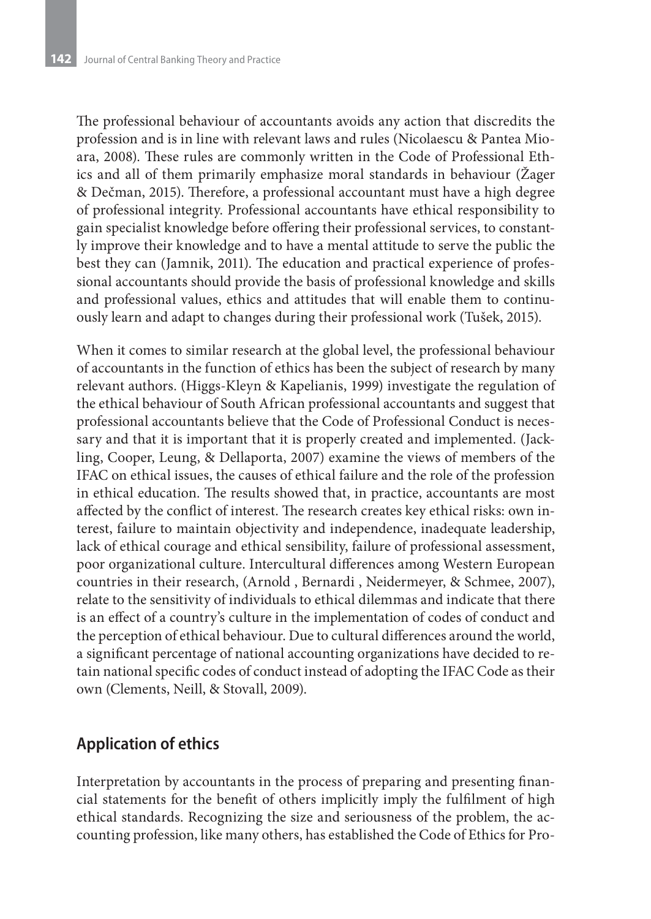The professional behaviour of accountants avoids any action that discredits the profession and is in line with relevant laws and rules (Nicolaescu & Pantea Mioara, 2008). These rules are commonly written in the Code of Professional Ethics and all of them primarily emphasize moral standards in behaviour (Žager & Dečman, 2015). Therefore, a professional accountant must have a high degree of professional integrity. Professional accountants have ethical responsibility to gain specialist knowledge before offering their professional services, to constantly improve their knowledge and to have a mental attitude to serve the public the best they can (Jamnik, 2011). The education and practical experience of professional accountants should provide the basis of professional knowledge and skills and professional values, ethics and attitudes that will enable them to continuously learn and adapt to changes during their professional work (Tušek, 2015).

When it comes to similar research at the global level, the professional behaviour of accountants in the function of ethics has been the subject of research by many relevant authors. (Higgs-Kleyn & Kapelianis, 1999) investigate the regulation of the ethical behaviour of South African professional accountants and suggest that professional accountants believe that the Code of Professional Conduct is necessary and that it is important that it is properly created and implemented. (Jackling, Cooper, Leung, & Dellaporta, 2007) examine the views of members of the IFAC on ethical issues, the causes of ethical failure and the role of the profession in ethical education. The results showed that, in practice, accountants are most affected by the conflict of interest. The research creates key ethical risks: own interest, failure to maintain objectivity and independence, inadequate leadership, lack of ethical courage and ethical sensibility, failure of professional assessment, poor organizational culture. Intercultural differences among Western European countries in their research, (Arnold , Bernardi , Neidermeyer, & Schmee, 2007), relate to the sensitivity of individuals to ethical dilemmas and indicate that there is an effect of a country's culture in the implementation of codes of conduct and the perception of ethical behaviour. Due to cultural differences around the world, a significant percentage of national accounting organizations have decided to retain national specific codes of conduct instead of adopting the IFAC Code as their own (Clements, Neill, & Stovall, 2009).

## Application of ethics

Interpretation by accountants in the process of preparing and presenting financial statements for the benefit of others implicitly imply the fulfilment of high ethical standards. Recognizing the size and seriousness of the problem, the accounting profession, like many others, has established the Code of Ethics for Pro-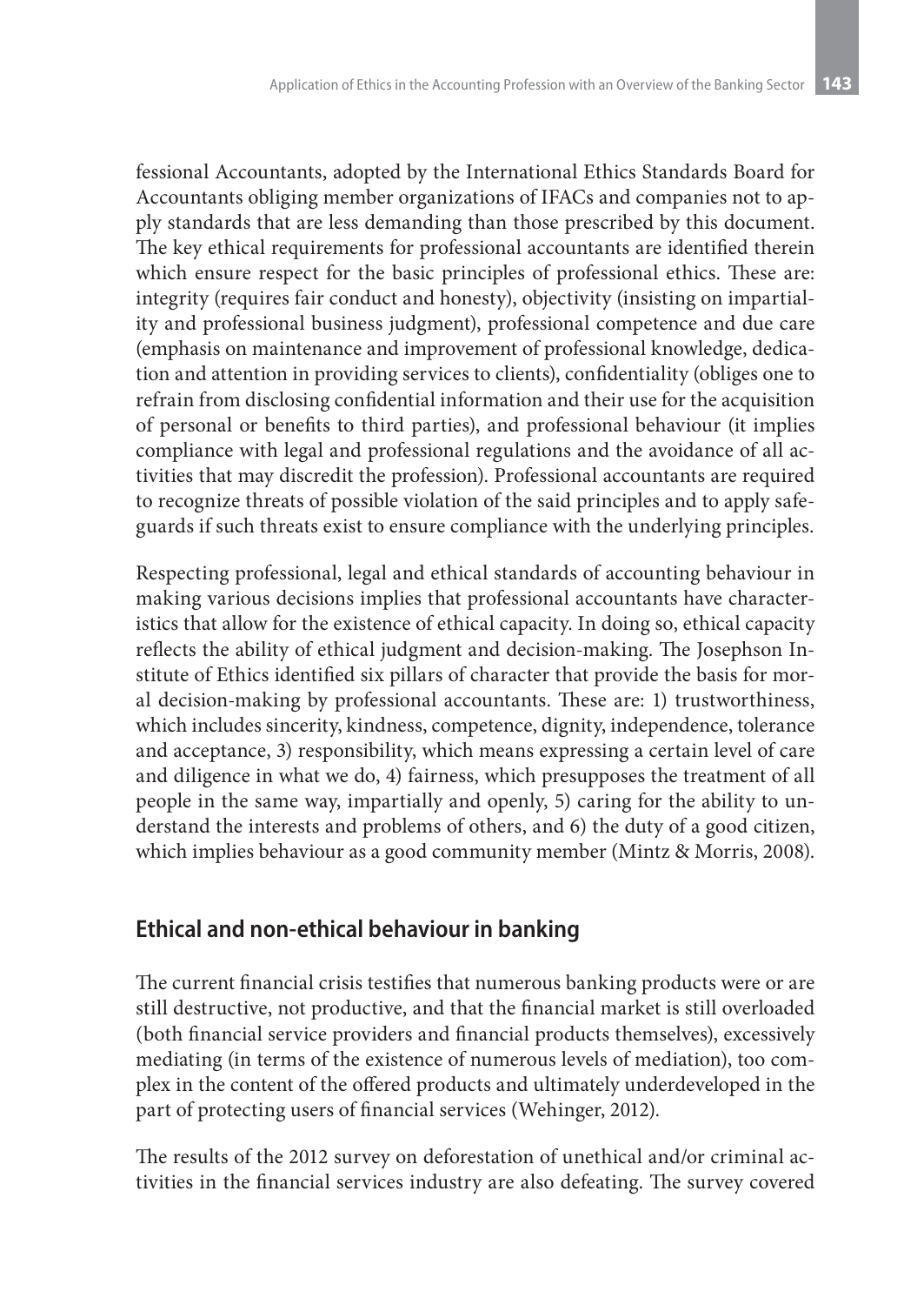fessional Accountants, adopted by the International Ethics Standards Board for Accountants obliging member organizations of IFACs and companies not to apply standards that are less demanding than those prescribed by this document. The key ethical requirements for professional accountants are identified therein which ensure respect for the basic principles of professional ethics. These are: integrity (requires fair conduct and honesty), objectivity (insisting on impartiality and professional business judgment), professional competence and due care (emphasis on maintenance and improvement of professional knowledge, dedication and attention in providing services to clients), confidentiality (obliges one to refrain from disclosing confidential information and their use for the acquisition of personal or benefits to third parties), and professional behaviour (it implies compliance with legal and professional regulations and the avoidance of all activities that may discredit the profession). Professional accountants are required to recognize threats of possible violation of the said principles and to apply safeguards if such threats exist to ensure compliance with the underlying principles.

Respecting professional, legal and ethical standards of accounting behaviour in making various decisions implies that professional accountants have characteristics that allow for the existence of ethical capacity. In doing so, ethical capacity reflects the ability of ethical judgment and decision-making. The Josephson Institute of Ethics identified six pillars of character that provide the basis for moral decision-making by professional accountants. These are: 1) trustworthiness, which includes sincerity, kindness, competence, dignity, independence, tolerance and acceptance, 3) responsibility, which means expressing a certain level of care and diligence in what we do, 4) fairness, which presupposes the treatment of all people in the same way, impartially and openly, 5) caring for the ability to understand the interests and problems of others, and 6) the duty of a good citizen, which implies behaviour as a good community member (Mintz & Morris, 2008).

## Ethical and non-ethical behaviour in banking

The current financial crisis testifies that numerous banking products were or are still destructive, not productive, and that the financial market is still overloaded (both financial service providers and financial products themselves), excessively mediating (in terms of the existence of numerous levels of mediation), too complex in the content of the offered products and ultimately underdeveloped in the part of protecting users of financial services (Wehinger, 2012).

The results of the 2012 survey on deforestation of unethical and/or criminal activities in the financial services industry are also defeating. The survey covered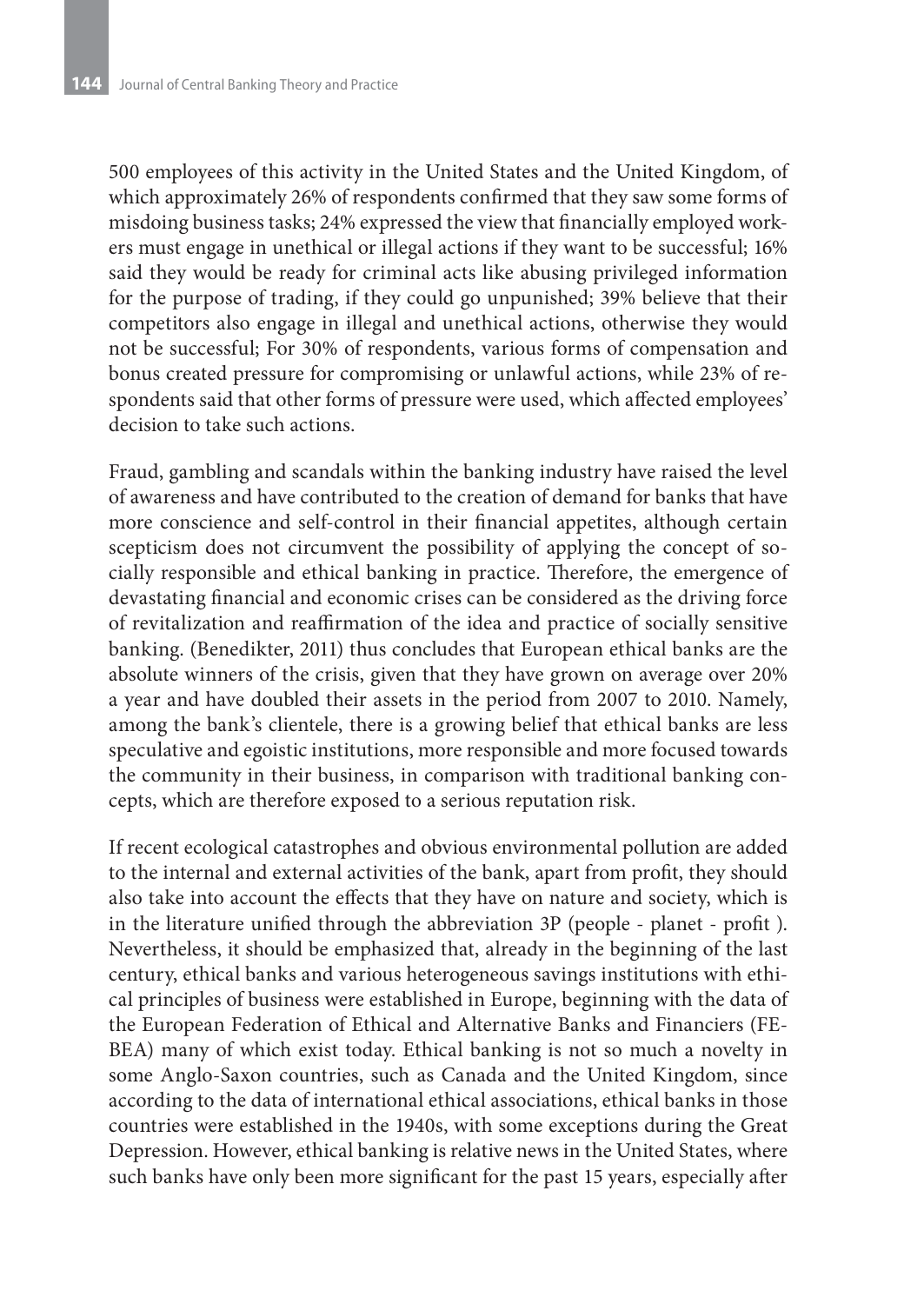500 employees of this activity in the United States and the United Kingdom, of which approximately 26% of respondents confirmed that they saw some forms of misdoing business tasks; 24% expressed the view that financially employed workers must engage in unethical or illegal actions if they want to be successful; 16% said they would be ready for criminal acts like abusing privileged information for the purpose of trading, if they could go unpunished; 39% believe that their competitors also engage in illegal and unethical actions, otherwise they would not be successful; For 30% of respondents, various forms of compensation and bonus created pressure for compromising or unlawful actions, while 23% of respondents said that other forms of pressure were used, which affected employees' decision to take such actions.

Fraud, gambling and scandals within the banking industry have raised the level of awareness and have contributed to the creation of demand for banks that have more conscience and self-control in their financial appetites, although certain scepticism does not circumvent the possibility of applying the concept of socially responsible and ethical banking in practice. Therefore, the emergence of devastating financial and economic crises can be considered as the driving force of revitalization and reaffirmation of the idea and practice of socially sensitive banking. (Benedikter, 2011) thus concludes that European ethical banks are the absolute winners of the crisis, given that they have grown on average over 20% a year and have doubled their assets in the period from 2007 to 2010. Namely, among the bank's clientele, there is a growing belief that ethical banks are less speculative and egoistic institutions, more responsible and more focused towards the community in their business, in comparison with traditional banking concepts, which are therefore exposed to a serious reputation risk.

If recent ecological catastrophes and obvious environmental pollution are added to the internal and external activities of the bank, apart from profit, they should also take into account the effects that they have on nature and society, which is in the literature unified through the abbreviation 3P (people - planet - profit ). Nevertheless, it should be emphasized that, already in the beginning of the last century, ethical banks and various heterogeneous savings institutions with ethical principles of business were established in Europe, beginning with the data of the European Federation of Ethical and Alternative Banks and Financiers (FEBEA) many of which exist today. Ethical banking is not so much a novelty in some Anglo-Saxon countries, such as Canada and the United Kingdom, since according to the data of international ethical associations, ethical banks in those countries were established in the 1940s, with some exceptions during the Great Depression. However, ethical banking is relative news in the United States, where such banks have only been more significant for the past 15 years, especially after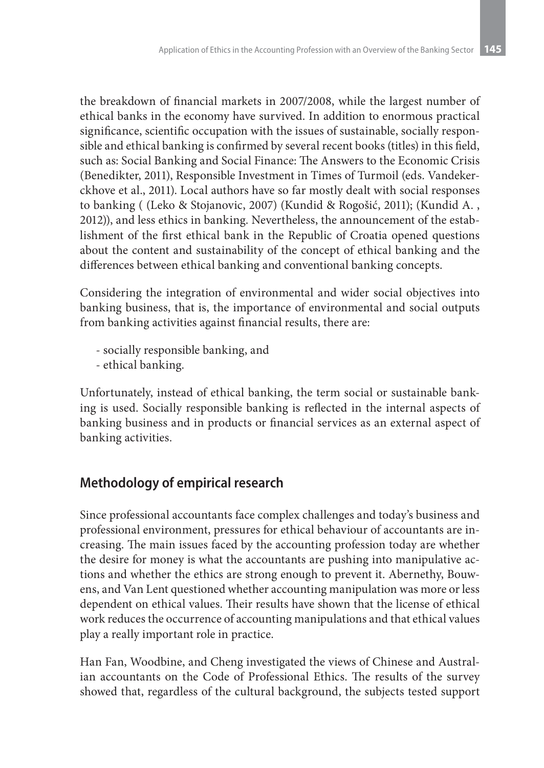the breakdown of financial markets in 2007/2008, while the largest number of ethical banks in the economy have survived. In addition to enormous practical significance, scientific occupation with the issues of sustainable, socially responsible and ethical banking is confirmed by several recent books (titles) in this field, such as: Social Banking and Social Finance: The Answers to the Economic Crisis (Benedikter, 2011), Responsible Investment in Times of Turmoil (eds. Vandekerckhove et al., 2011). Local authors have so far mostly dealt with social responses to banking ( (Leko & Stojanovic, 2007) (Kundid & Rogošić, 2011); (Kundid A. , 2012)), and less ethics in banking. Nevertheless, the announcement of the establishment of the first ethical bank in the Republic of Croatia opened questions about the content and sustainability of the concept of ethical banking and the differences between ethical banking and conventional banking concepts.

Considering the integration of environmental and wider social objectives into banking business, that is, the importance of environmental and social outputs from banking activities against financial results, there are:

- socially responsible banking, and
- ethical banking.

Unfortunately, instead of ethical banking, the term social or sustainable banking is used. Socially responsible banking is reflected in the internal aspects of banking business and in products or financial services as an external aspect of banking activities.

## Methodology of empirical research

Since professional accountants face complex challenges and today's business and professional environment, pressures for ethical behaviour of accountants are increasing. The main issues faced by the accounting profession today are whether the desire for money is what the accountants are pushing into manipulative actions and whether the ethics are strong enough to prevent it. Abernethy, Bouwens, and Van Lent questioned whether accounting manipulation was more or less dependent on ethical values. Their results have shown that the license of ethical work reduces the occurrence of accounting manipulations and that ethical values play a really important role in practice.

Han Fan, Woodbine, and Cheng investigated the views of Chinese and Australian accountants on the Code of Professional Ethics. The results of the survey showed that, regardless of the cultural background, the subjects tested support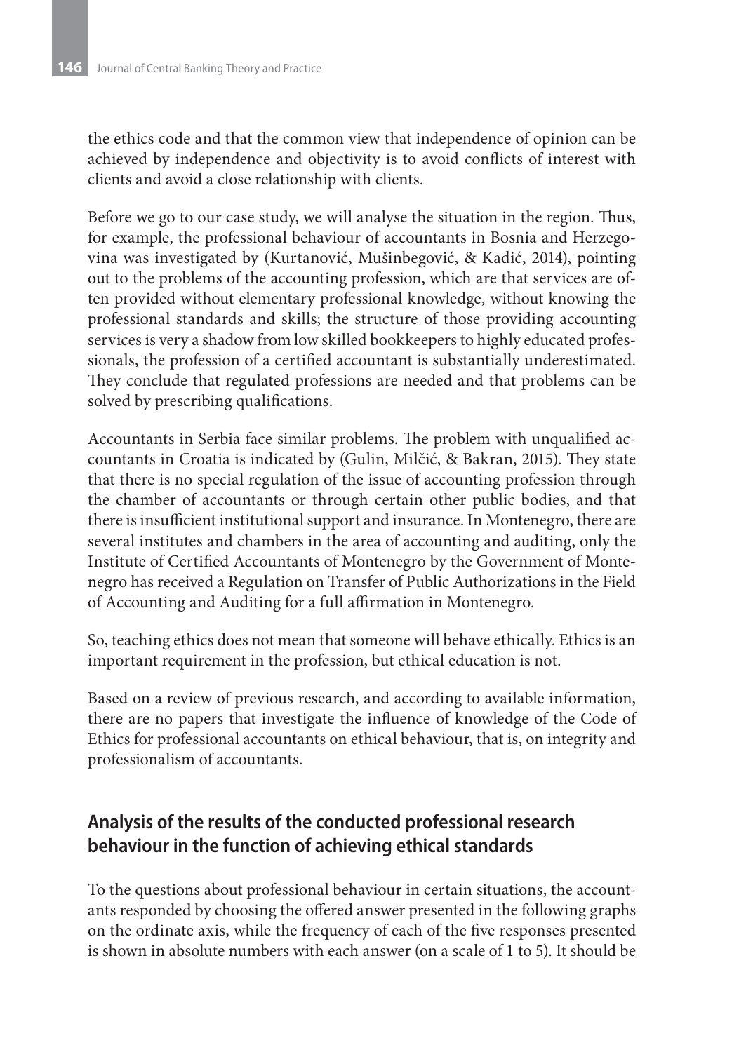the ethics code and that the common view that independence of opinion can be achieved by independence and objectivity is to avoid conflicts of interest with clients and avoid a close relationship with clients.

Before we go to our case study, we will analyse the situation in the region. Thus, for example, the professional behaviour of accountants in Bosnia and Herzegovina was investigated by (Kurtanović, Mušinbegović, & Kadić, 2014), pointing out to the problems of the accounting profession, which are that services are often provided without elementary professional knowledge, without knowing the professional standards and skills; the structure of those providing accounting services is very a shadow from low skilled bookkeepers to highly educated professionals, the profession of a certified accountant is substantially underestimated. They conclude that regulated professions are needed and that problems can be solved by prescribing qualifications.

Accountants in Serbia face similar problems. The problem with unqualified accountants in Croatia is indicated by (Gulin, Milčić, & Bakran, 2015). They state that there is no special regulation of the issue of accounting profession through the chamber of accountants or through certain other public bodies, and that there is insufficient institutional support and insurance. In Montenegro, there are several institutes and chambers in the area of accounting and auditing, only the Institute of Certified Accountants of Montenegro by the Government of Montenegro has received a Regulation on Transfer of Public Authorizations in the Field of Accounting and Auditing for a full affirmation in Montenegro.

So, teaching ethics does not mean that someone will behave ethically. Ethics is an important requirement in the profession, but ethical education is not.

Based on a review of previous research, and according to available information, there are no papers that investigate the influence of knowledge of the Code of Ethics for professional accountants on ethical behaviour, that is, on integrity and professionalism of accountants.

## Analysis of the results of the conducted professional research behaviour in the function of achieving ethical standards

To the questions about professional behaviour in certain situations, the accountants responded by choosing the offered answer presented in the following graphs on the ordinate axis, while the frequency of each of the five responses presented is shown in absolute numbers with each answer (on a scale of 1 to 5). It should be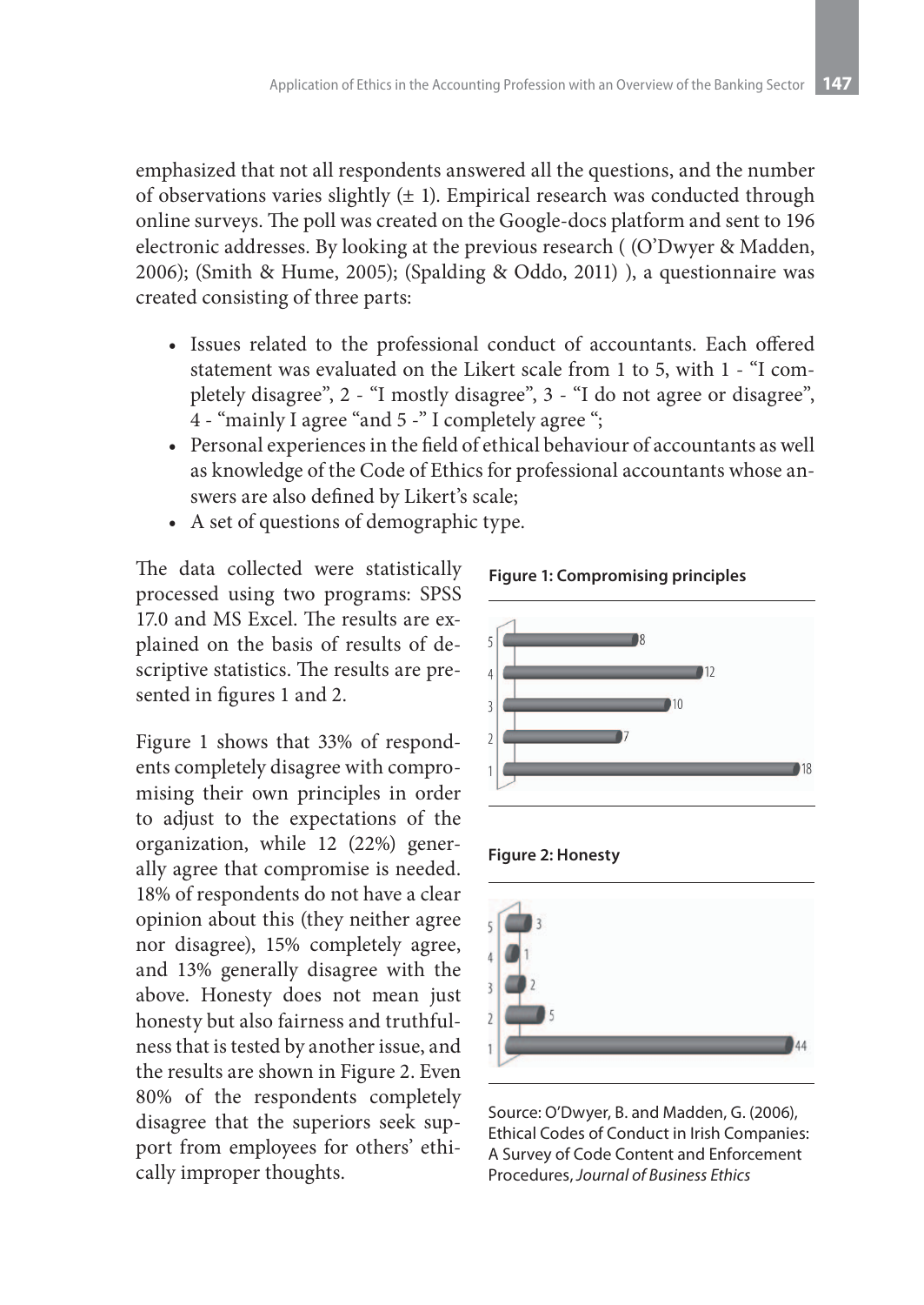emphasized that not all respondents answered all the questions, and the number of observations varies slightly (± 1). Empirical research was conducted through online surveys. The poll was created on the Google-docs platform and sent to 196 electronic addresses. By looking at the previous research ( (O'Dwyer & Madden, 2006); (Smith & Hume, 2005); (Spalding & Oddo, 2011) ), a questionnaire was created consisting of three parts:

- Issues related to the professional conduct of accountants. Each offered statement was evaluated on the Likert scale from 1 to 5, with 1 - "I completely disagree", 2 - "I mostly disagree", 3 - "I do not agree or disagree", 4 - "mainly I agree "and 5 -" I completely agree ";
- Personal experiences in the field of ethical behaviour of accountants as well as knowledge of the Code of Ethics for professional accountants whose answers are also defined by Likert's scale;
- A set of questions of demographic type.

The data collected were statistically processed using two programs: SPSS 17.0 and MS Excel. The results are explained on the basis of results of descriptive statistics. The results are presented in figures 1 and 2.

Figure 1 shows that 33% of respondents completely disagree with compromising their own principles in order to adjust to the expectations of the organization, while 12 (22%) generally agree that compromise is needed. 18% of respondents do not have a clear opinion about this (they neither agree nor disagree), 15% completely agree, and 13% generally disagree with the above. Honesty does not mean just honesty but also fairness and truthfulness that is tested by another issue, and the results are shown in Figure 2. Even 80% of the respondents completely disagree that the superiors seek support from employees for others' ethically improper thoughts.

**Figure 1: Compromising principles**

| Scale | Number |
|---|---|
| 5 | 8 |
| 4 | 12 |
| 3 | 10 |
| 2 | 7 |
| 1 | 18 |

**Figure 2: Honesty**

| Scale | Number |
|---|---|
| 5 | 3 |
| 4 | 1 |
| 3 | 2 |
| 2 | 5 |
| 1 | 44 |

Source: O'Dwyer, B. and Madden, G. (2006), Ethical Codes of Conduct in Irish Companies: A Survey of Code Content and Enforcement Procedures, *Journal of Business Ethics*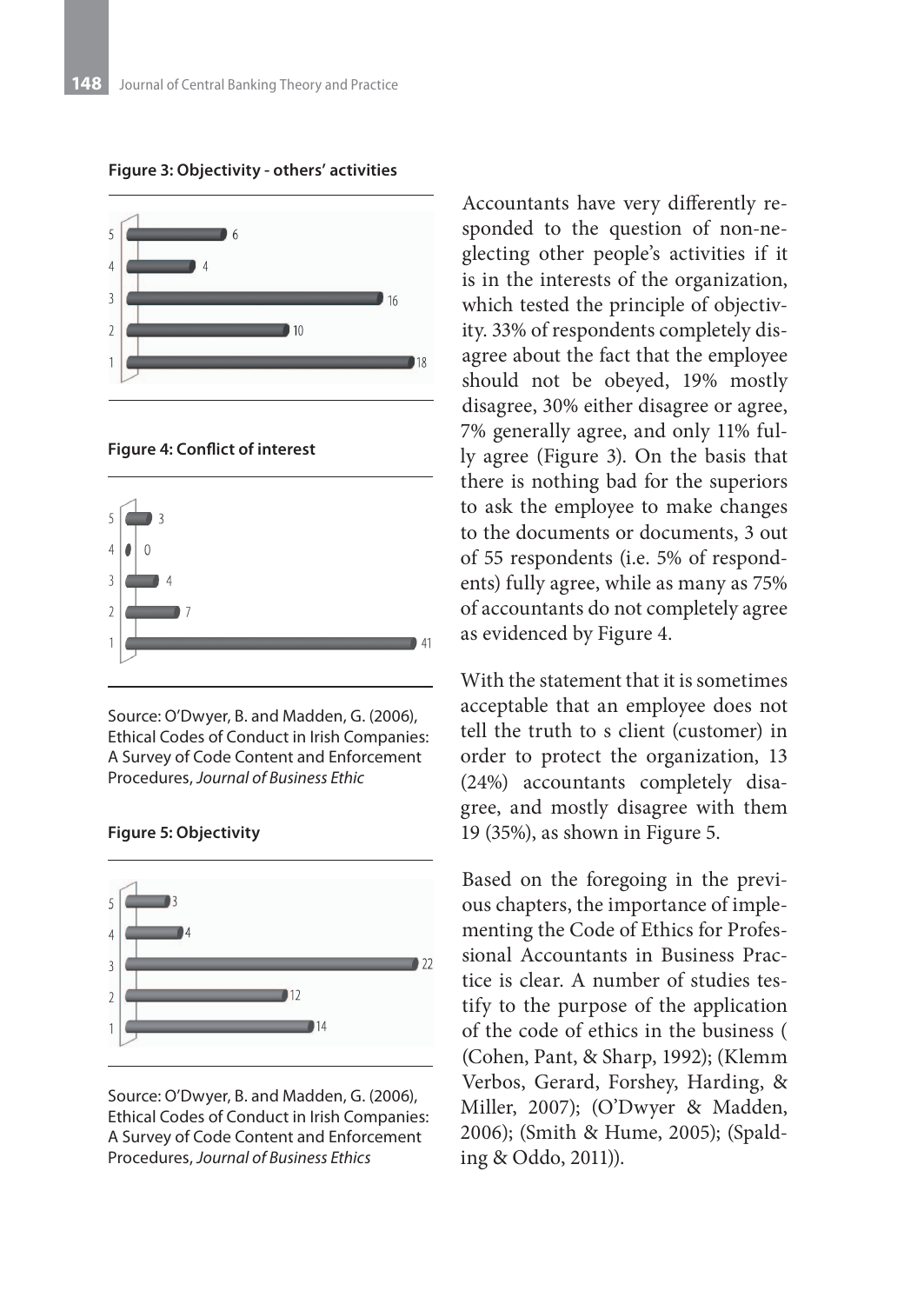**Figure 3: Objectivity - others' activities**

| | |
|---|---|
| 5 | 6 |
| 4 | 4 |
| 3 | 16 |
| 2 | 10 |
| 1 | 18 |

**Figure 4: Conflict of interest**

| | |
|---|---|
| 5 | 3 |
| 4 | 0 |
| 3 | 4 |
| 2 | 7 |
| 1 | 41 |

Source: O'Dwyer, B. and Madden, G. (2006), Ethical Codes of Conduct in Irish Companies: A Survey of Code Content and Enforcement Procedures, *Journal of Business Ethic*

**Figure 5: Objectivity**

| | |
|---|---|
| 5 | 3 |
| 4 | 4 |
| 3 | 22 |
| 2 | 12 |
| 1 | 14 |

Source: O'Dwyer, B. and Madden, G. (2006), Ethical Codes of Conduct in Irish Companies: A Survey of Code Content and Enforcement Procedures, *Journal of Business Ethics*

Accountants have very differently responded to the question of non-neglecting other people's activities if it is in the interests of the organization, which tested the principle of objectivity. 33% of respondents completely disagree about the fact that the employee should not be obeyed, 19% mostly disagree, 30% either disagree or agree, 7% generally agree, and only 11% fully agree (Figure 3). On the basis that there is nothing bad for the superiors to ask the employee to make changes to the documents or documents, 3 out of 55 respondents (i.e. 5% of respondents) fully agree, while as many as 75% of accountants do not completely agree as evidenced by Figure 4.

With the statement that it is sometimes acceptable that an employee does not tell the truth to s client (customer) in order to protect the organization, 13 (24%) accountants completely disagree, and mostly disagree with them 19 (35%), as shown in Figure 5.

Based on the foregoing in the previous chapters, the importance of implementing the Code of Ethics for Professional Accountants in Business Practice is clear. A number of studies testify to the purpose of the application of the code of ethics in the business ( (Cohen, Pant, & Sharp, 1992); (Klemm Verbos, Gerard, Forshey, Harding, & Miller, 2007); (O'Dwyer & Madden, 2006); (Smith & Hume, 2005); (Spalding & Oddo, 2011)).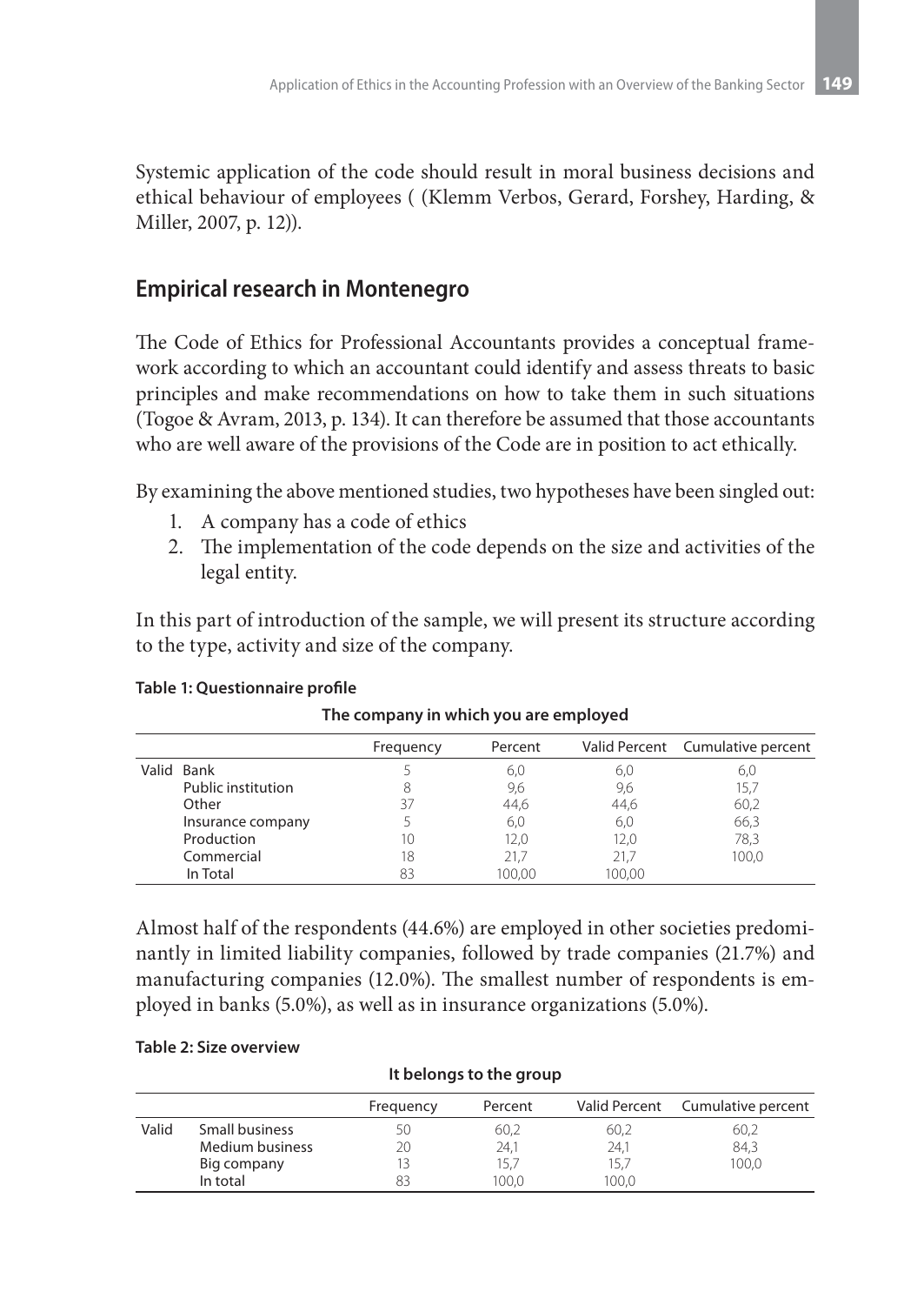Systemic application of the code should result in moral business decisions and ethical behaviour of employees ( (Klemm Verbos, Gerard, Forshey, Harding, & Miller, 2007, p. 12)).

## Empirical research in Montenegro

The Code of Ethics for Professional Accountants provides a conceptual framework according to which an accountant could identify and assess threats to basic principles and make recommendations on how to take them in such situations (Togoe & Avram, 2013, p. 134). It can therefore be assumed that those accountants who are well aware of the provisions of the Code are in position to act ethically.

By examining the above mentioned studies, two hypotheses have been singled out:

1. A company has a code of ethics
2. The implementation of the code depends on the size and activities of the legal entity.

In this part of introduction of the sample, we will present its structure according to the type, activity and size of the company.

**Table 1: Questionnaire profile**

**The company in which you are employed**

| | | Frequency | Percent | Valid Percent | Cumulative percent |
|---|---|---|---|---|---|
| Valid | Bank | 5 | 6,0 | 6,0 | 6,0 |
| | Public institution | 8 | 9,6 | 9,6 | 15,7 |
| | Other | 37 | 44,6 | 44,6 | 60,2 |
| | Insurance company | 5 | 6,0 | 6,0 | 66,3 |
| | Production | 10 | 12,0 | 12,0 | 78,3 |
| | Commercial | 18 | 21,7 | 21,7 | 100,0 |
| | In Total | 83 | 100,00 | 100,00 | |

Almost half of the respondents (44.6%) are employed in other societies predominantly in limited liability companies, followed by trade companies (21.7%) and manufacturing companies (12.0%). The smallest number of respondents is employed in banks (5.0%), as well as in insurance organizations (5.0%).

**Table 2: Size overview**

**It belongs to the group**

| | | Frequency | Percent | Valid Percent | Cumulative percent |
|---|---|---|---|---|---|
| Valid | Small business | 50 | 60,2 | 60,2 | 60,2 |
| | Medium business | 20 | 24,1 | 24,1 | 84,3 |
| | Big company | 13 | 15,7 | 15,7 | 100,0 |
| | In total | 83 | 100,0 | 100,0 | |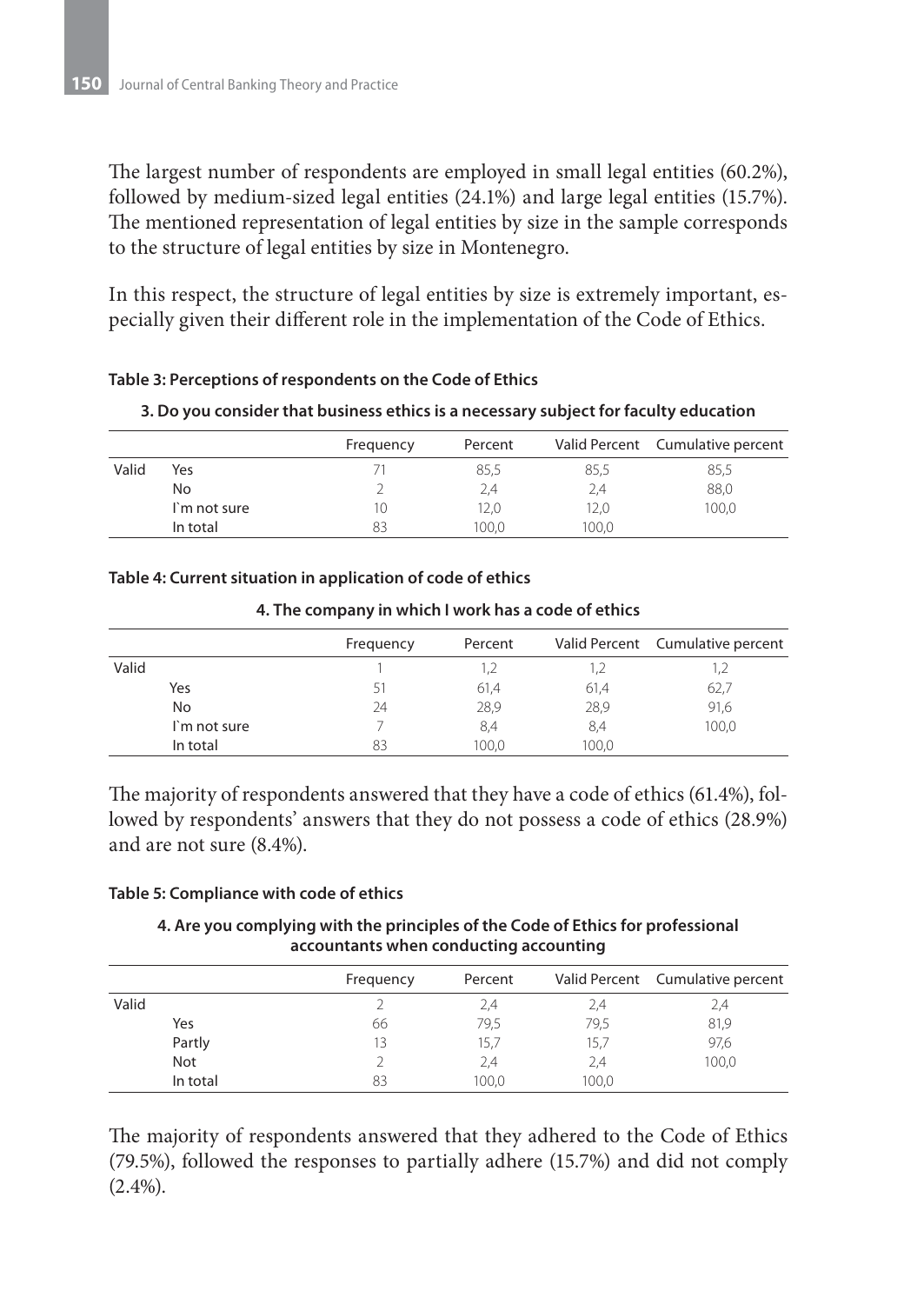The largest number of respondents are employed in small legal entities (60.2%), followed by medium-sized legal entities (24.1%) and large legal entities (15.7%). The mentioned representation of legal entities by size in the sample corresponds to the structure of legal entities by size in Montenegro.

In this respect, the structure of legal entities by size is extremely important, especially given their different role in the implementation of the Code of Ethics.

**Table 3: Perceptions of respondents on the Code of Ethics**

**3. Do you consider that business ethics is a necessary subject for faculty education**

| | | Frequency | Percent | Valid Percent | Cumulative percent |
|---|---|---|---|---|---|
| Valid | Yes | 71 | 85,5 | 85,5 | 85,5 |
| | No | 2 | 2,4 | 2,4 | 88,0 |
| | I`m not sure | 10 | 12,0 | 12,0 | 100,0 |
| | In total | 83 | 100,0 | 100,0 | |

**Table 4: Current situation in application of code of ethics**

**4. The company in which I work has a code of ethics**

| | | Frequency | Percent | Valid Percent | Cumulative percent |
|---|---|---|---|---|---|
| Valid | | 1 | 1,2 | 1,2 | 1,2 |
| | Yes | 51 | 61,4 | 61,4 | 62,7 |
| | No | 24 | 28,9 | 28,9 | 91,6 |
| | I`m not sure | 7 | 8,4 | 8,4 | 100,0 |
| | In total | 83 | 100,0 | 100,0 | |

The majority of respondents answered that they have a code of ethics (61.4%), followed by respondents' answers that they do not possess a code of ethics (28.9%) and are not sure (8.4%).

**Table 5: Compliance with code of ethics**

**4. Are you complying with the principles of the Code of Ethics for professional accountants when conducting accounting**

| | | Frequency | Percent | Valid Percent | Cumulative percent |
|---|---|---|---|---|---|
| Valid | | 2 | 2,4 | 2,4 | 2,4 |
| | Yes | 66 | 79,5 | 79,5 | 81,9 |
| | Partly | 13 | 15,7 | 15,7 | 97,6 |
| | Not | 2 | 2,4 | 2,4 | 100,0 |
| | In total | 83 | 100,0 | 100,0 | |

The majority of respondents answered that they adhered to the Code of Ethics (79.5%), followed the responses to partially adhere (15.7%) and did not comply (2.4%).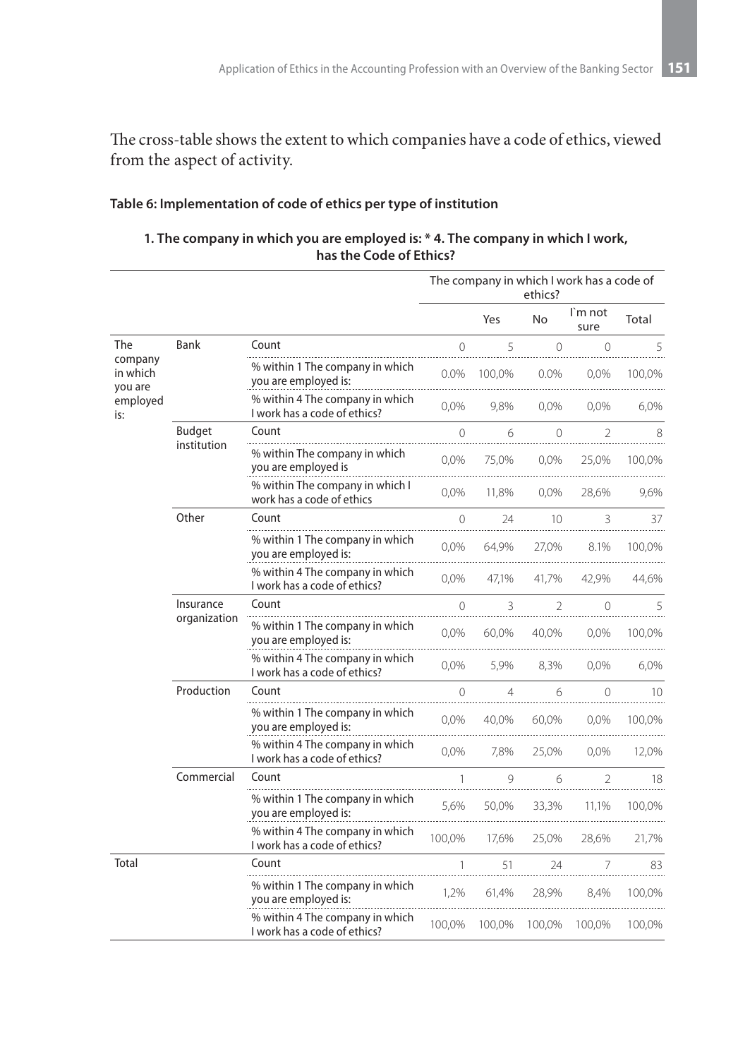The cross-table shows the extent to which companies have a code of ethics, viewed from the aspect of activity.

**Table 6: Implementation of code of ethics per type of institution**

**1. The company in which you are employed is: * 4. The company in which I work, has the Code of Ethics?**

| | | | The company in which I work has a code of ethics? | | | | |
|---|---|---|---|---|---|---|---|
| | | | | Yes | No | I`m not sure | Total |
| The company in which you are employed is: | Bank | Count | 0 | 5 | 0 | 0 | 5 |
| | | % within 1 The company in which you are employed is: | 0.0% | 100,0% | 0.0% | 0,0% | 100,0% |
| | | % within 4 The company in which I work has a code of ethics? | 0,0% | 9,8% | 0,0% | 0,0% | 6,0% |
| | Budget institution | Count | 0 | 6 | 0 | 2 | 8 |
| | | % within The company in which you are employed is | 0,0% | 75,0% | 0,0% | 25,0% | 100,0% |
| | | % within The company in which I work has a code of ethics | 0,0% | 11,8% | 0,0% | 28,6% | 9,6% |
| | Other | Count | 0 | 24 | 10 | 3 | 37 |
| | | % within 1 The company in which you are employed is: | 0,0% | 64,9% | 27,0% | 8.1% | 100,0% |
| | | % within 4 The company in which I work has a code of ethics? | 0,0% | 47,1% | 41,7% | 42,9% | 44,6% |
| | Insurance organization | Count | 0 | 3 | 2 | 0 | 5 |
| | | % within 1 The company in which you are employed is: | 0,0% | 60,0% | 40,0% | 0,0% | 100,0% |
| | | % within 4 The company in which I work has a code of ethics? | 0,0% | 5,9% | 8,3% | 0,0% | 6,0% |
| | Production | Count | 0 | 4 | 6 | 0 | 10 |
| | | % within 1 The company in which you are employed is: | 0,0% | 40,0% | 60,0% | 0,0% | 100,0% |
| | | % within 4 The company in which I work has a code of ethics? | 0,0% | 7,8% | 25,0% | 0,0% | 12,0% |
| | Commercial | Count | 1 | 9 | 6 | 2 | 18 |
| | | % within 1 The company in which you are employed is: | 5,6% | 50,0% | 33,3% | 11,1% | 100,0% |
| | | % within 4 The company in which I work has a code of ethics? | 100,0% | 17,6% | 25,0% | 28,6% | 21,7% |
| Total | | Count | 1 | 51 | 24 | 7 | 83 |
| | | % within 1 The company in which you are employed is: | 1,2% | 61,4% | 28,9% | 8,4% | 100,0% |
| | | % within 4 The company in which I work has a code of ethics? | 100,0% | 100,0% | 100,0% | 100,0% | 100,0% |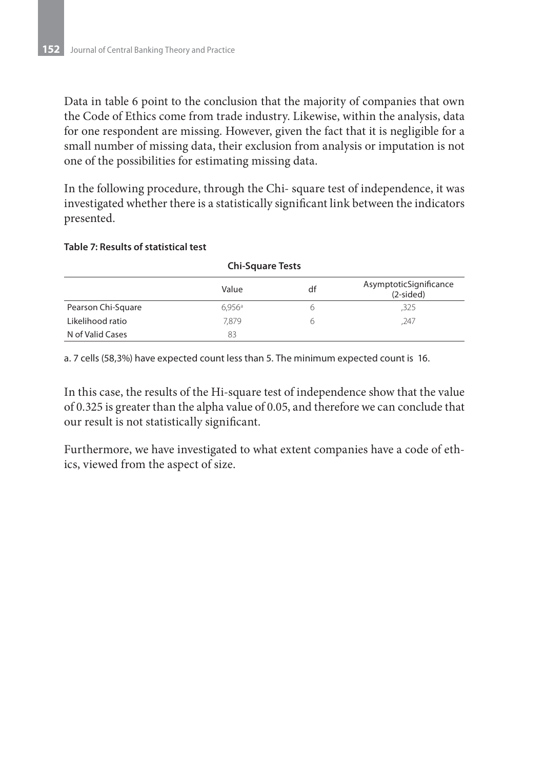Data in table 6 point to the conclusion that the majority of companies that own the Code of Ethics come from trade industry. Likewise, within the analysis, data for one respondent are missing. However, given the fact that it is negligible for a small number of missing data, their exclusion from analysis or imputation is not one of the possibilities for estimating missing data.

In the following procedure, through the Chi- square test of independence, it was investigated whether there is a statistically significant link between the indicators presented.

**Table 7: Results of statistical test**

**Chi-Square Tests**

| | Value | df | AsymptoticSignificance (2-sided) |
|---|---|---|---|
| Pearson Chi-Square | 6,956[a] | 6 | ,325 |
| Likelihood ratio | 7,879 | 6 | ,247 |
| N of Valid Cases | 83 | | |

a. 7 cells (58,3%) have expected count less than 5. The minimum expected count is 16.

In this case, the results of the Hi-square test of independence show that the value of 0.325 is greater than the alpha value of 0.05, and therefore we can conclude that our result is not statistically significant.

Furthermore, we have investigated to what extent companies have a code of ethics, viewed from the aspect of size.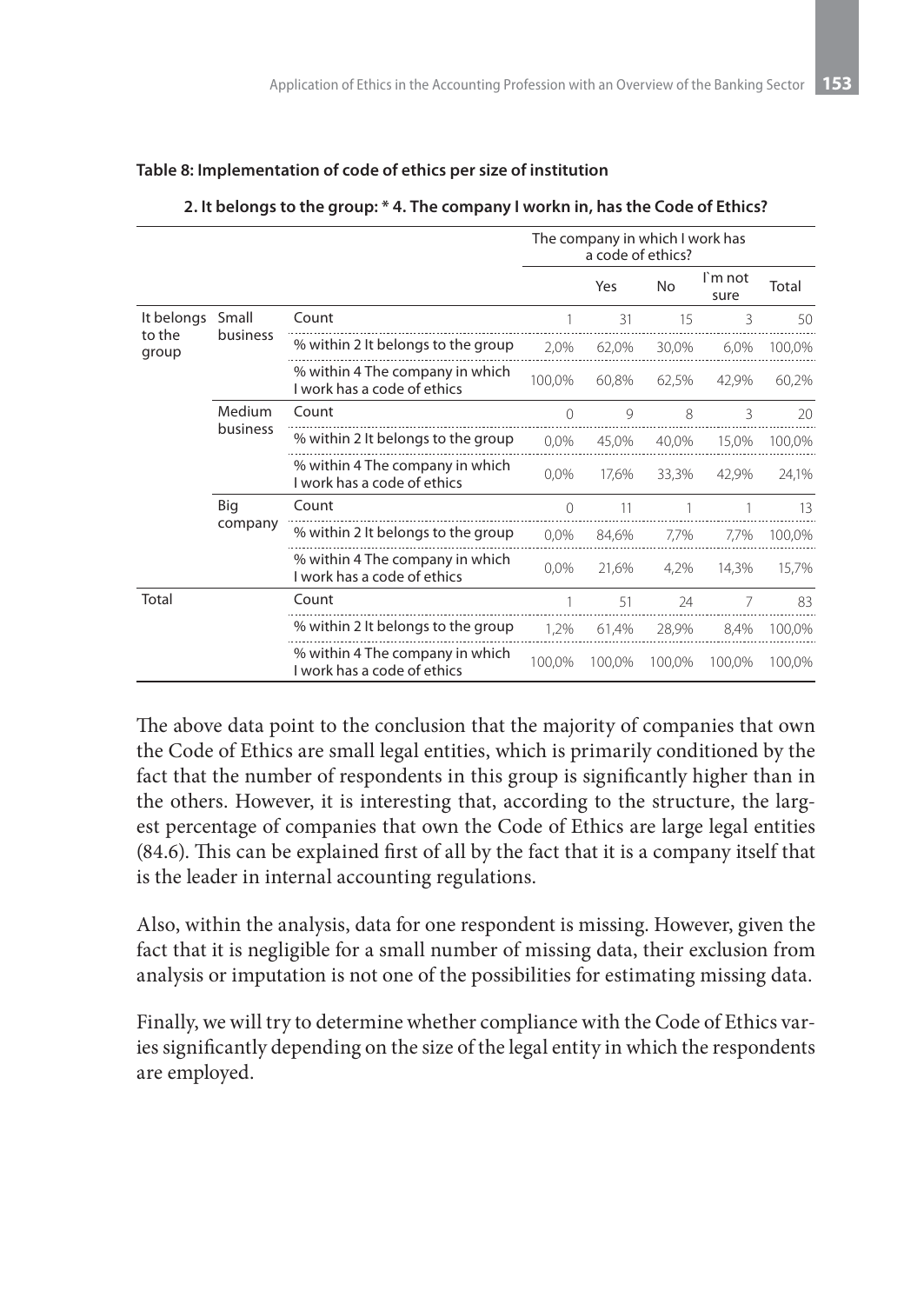**Table 8: Implementation of code of ethics per size of institution**

**2. It belongs to the group: * 4. The company I workn in, has the Code of Ethics?**

| | | | The company in which I work has a code of ethics? | | | | |
|---|---|---|---|---|---|---|---|
| | | | | Yes | No | I`m not sure | Total |
| It belongs to the group | Small business | Count | 1 | 31 | 15 | 3 | 50 |
| | | % within 2 It belongs to the group | 2,0% | 62,0% | 30,0% | 6,0% | 100,0% |
| | | % within 4 The company in which I work has a code of ethics | 100,0% | 60,8% | 62,5% | 42,9% | 60,2% |
| | Medium business | Count | 0 | 9 | 8 | 3 | 20 |
| | | % within 2 It belongs to the group | 0,0% | 45,0% | 40,0% | 15,0% | 100,0% |
| | | % within 4 The company in which I work has a code of ethics | 0,0% | 17,6% | 33,3% | 42,9% | 24,1% |
| | Big company | Count | 0 | 11 | 1 | 1 | 13 |
| | | % within 2 It belongs to the group | 0,0% | 84,6% | 7,7% | 7,7% | 100,0% |
| | | % within 4 The company in which I work has a code of ethics | 0,0% | 21,6% | 4,2% | 14,3% | 15,7% |
| Total | | Count | 1 | 51 | 24 | 7 | 83 |
| | | % within 2 It belongs to the group | 1,2% | 61,4% | 28,9% | 8,4% | 100,0% |
| | | % within 4 The company in which I work has a code of ethics | 100,0% | 100,0% | 100,0% | 100,0% | 100,0% |

The above data point to the conclusion that the majority of companies that own the Code of Ethics are small legal entities, which is primarily conditioned by the fact that the number of respondents in this group is significantly higher than in the others. However, it is interesting that, according to the structure, the largest percentage of companies that own the Code of Ethics are large legal entities (84.6). This can be explained first of all by the fact that it is a company itself that is the leader in internal accounting regulations.

Also, within the analysis, data for one respondent is missing. However, given the fact that it is negligible for a small number of missing data, their exclusion from analysis or imputation is not one of the possibilities for estimating missing data.

Finally, we will try to determine whether compliance with the Code of Ethics varies significantly depending on the size of the legal entity in which the respondents are employed.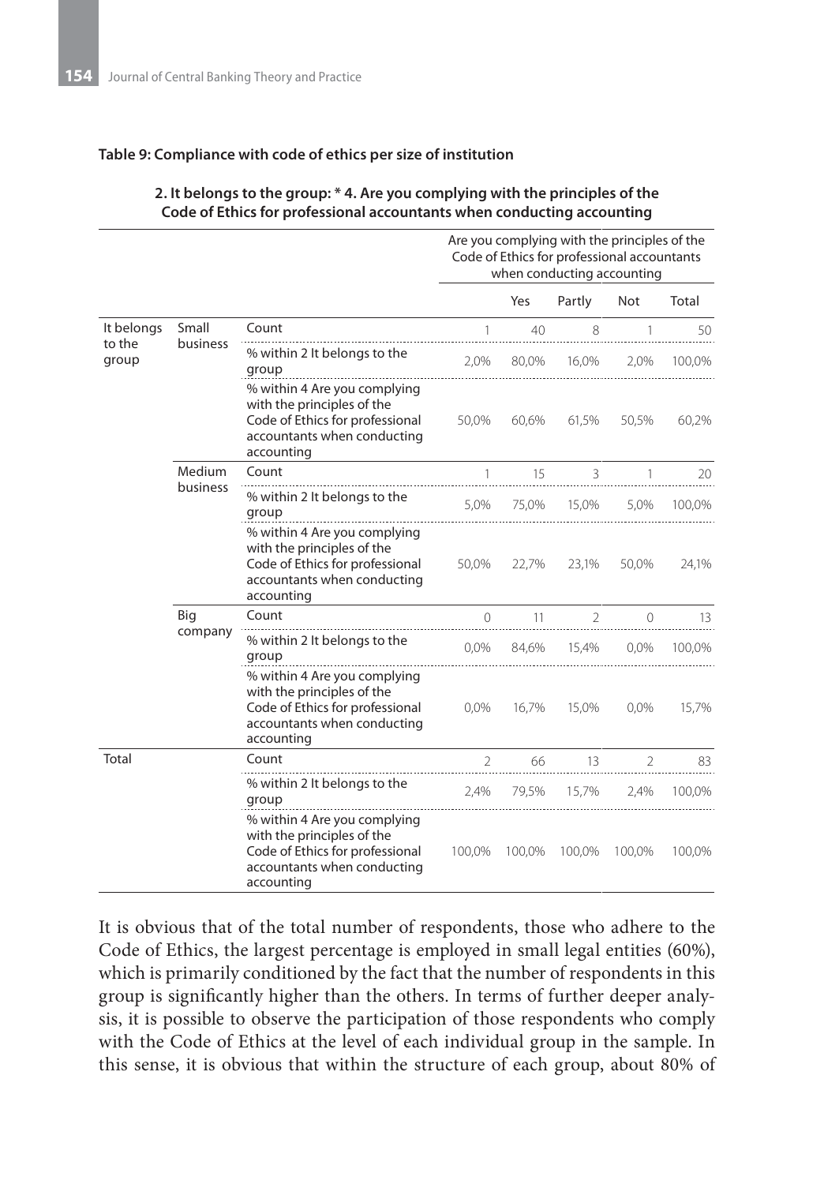**Table 9: Compliance with code of ethics per size of institution**

**2. It belongs to the group: * 4. Are you complying with the principles of the Code of Ethics for professional accountants when conducting accounting**

| | | | Are you complying with the principles of the Code of Ethics for professional accountants when conducting accounting | | | | |
|---|---|---|---|---|---|---|---|
| | | | | Yes | Partly | Not | Total |
| It belongs to the group | Small business | Count | 1 | 40 | 8 | 1 | 50 |
| | | % within 2 It belongs to the group | 2,0% | 80,0% | 16,0% | 2,0% | 100,0% |
| | | % within 4 Are you complying with the principles of the Code of Ethics for professional accountants when conducting accounting | 50,0% | 60,6% | 61,5% | 50,5% | 60,2% |
| | Medium business | Count | 1 | 15 | 3 | 1 | 20 |
| | | % within 2 It belongs to the group | 5,0% | 75,0% | 15,0% | 5,0% | 100,0% |
| | | % within 4 Are you complying with the principles of the Code of Ethics for professional accountants when conducting accounting | 50,0% | 22,7% | 23,1% | 50,0% | 24,1% |
| | Big company | Count | 0 | 11 | 2 | 0 | 13 |
| | | % within 2 It belongs to the group | 0,0% | 84,6% | 15,4% | 0,0% | 100,0% |
| | | % within 4 Are you complying with the principles of the Code of Ethics for professional accountants when conducting accounting | 0,0% | 16,7% | 15,0% | 0,0% | 15,7% |
| Total | | Count | 2 | 66 | 13 | 2 | 83 |
| | | % within 2 It belongs to the group | 2,4% | 79,5% | 15,7% | 2,4% | 100,0% |
| | | % within 4 Are you complying with the principles of the Code of Ethics for professional accountants when conducting accounting | 100,0% | 100,0% | 100,0% | 100,0% | 100,0% |

It is obvious that of the total number of respondents, those who adhere to the Code of Ethics, the largest percentage is employed in small legal entities (60%), which is primarily conditioned by the fact that the number of respondents in this group is significantly higher than the others. In terms of further deeper analysis, it is possible to observe the participation of those respondents who comply with the Code of Ethics at the level of each individual group in the sample. In this sense, it is obvious that within the structure of each group, about 80% of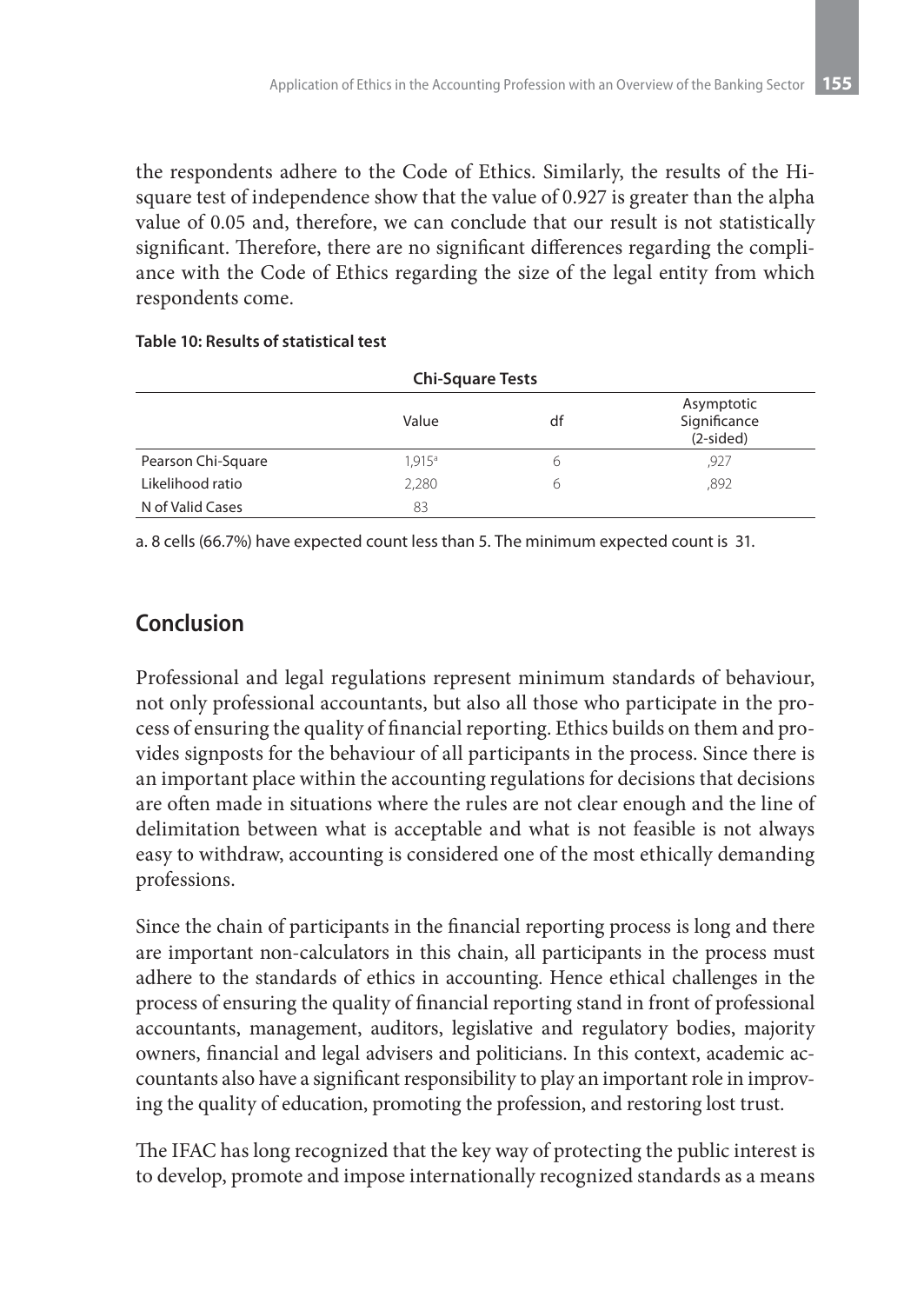the respondents adhere to the Code of Ethics. Similarly, the results of the Hi-square test of independence show that the value of 0.927 is greater than the alpha value of 0.05 and, therefore, we can conclude that our result is not statistically significant. Therefore, there are no significant differences regarding the compliance with the Code of Ethics regarding the size of the legal entity from which respondents come.

**Table 10: Results of statistical test**

| Chi-Square Tests | | | |
|---|---|---|---|
| | Value | df | Asymptotic Significance (2-sided) |
| Pearson Chi-Square | 1,915[a] | 6 | ,927 |
| Likelihood ratio | 2,280 | 6 | ,892 |
| N of Valid Cases | 83 | | |

a. 8 cells (66.7%) have expected count less than 5. The minimum expected count is 31.

## Conclusion

Professional and legal regulations represent minimum standards of behaviour, not only professional accountants, but also all those who participate in the process of ensuring the quality of financial reporting. Ethics builds on them and provides signposts for the behaviour of all participants in the process. Since there is an important place within the accounting regulations for decisions that decisions are often made in situations where the rules are not clear enough and the line of delimitation between what is acceptable and what is not feasible is not always easy to withdraw, accounting is considered one of the most ethically demanding professions.

Since the chain of participants in the financial reporting process is long and there are important non-calculators in this chain, all participants in the process must adhere to the standards of ethics in accounting. Hence ethical challenges in the process of ensuring the quality of financial reporting stand in front of professional accountants, management, auditors, legislative and regulatory bodies, majority owners, financial and legal advisers and politicians. In this context, academic accountants also have a significant responsibility to play an important role in improving the quality of education, promoting the profession, and restoring lost trust.

The IFAC has long recognized that the key way of protecting the public interest is to develop, promote and impose internationally recognized standards as a means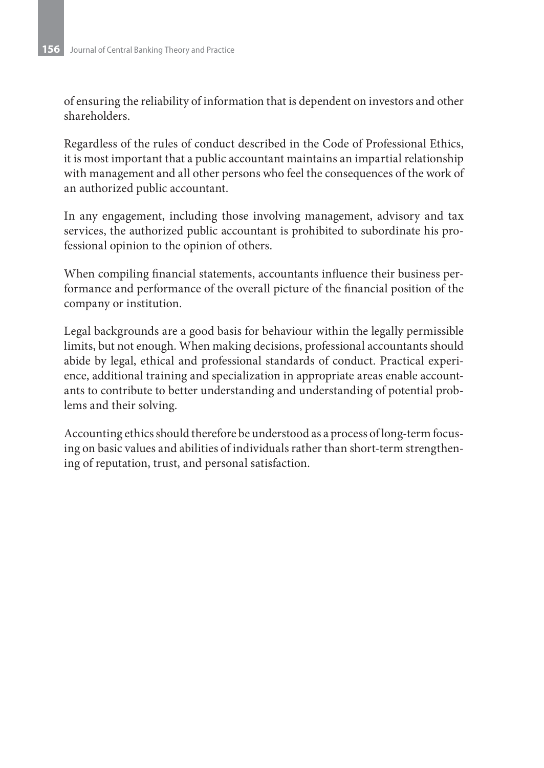of ensuring the reliability of information that is dependent on investors and other shareholders.

Regardless of the rules of conduct described in the Code of Professional Ethics, it is most important that a public accountant maintains an impartial relationship with management and all other persons who feel the consequences of the work of an authorized public accountant.

In any engagement, including those involving management, advisory and tax services, the authorized public accountant is prohibited to subordinate his professional opinion to the opinion of others.

When compiling financial statements, accountants influence their business performance and performance of the overall picture of the financial position of the company or institution.

Legal backgrounds are a good basis for behaviour within the legally permissible limits, but not enough. When making decisions, professional accountants should abide by legal, ethical and professional standards of conduct. Practical experience, additional training and specialization in appropriate areas enable accountants to contribute to better understanding and understanding of potential problems and their solving.

Accounting ethics should therefore be understood as a process of long-term focusing on basic values and abilities of individuals rather than short-term strengthening of reputation, trust, and personal satisfaction.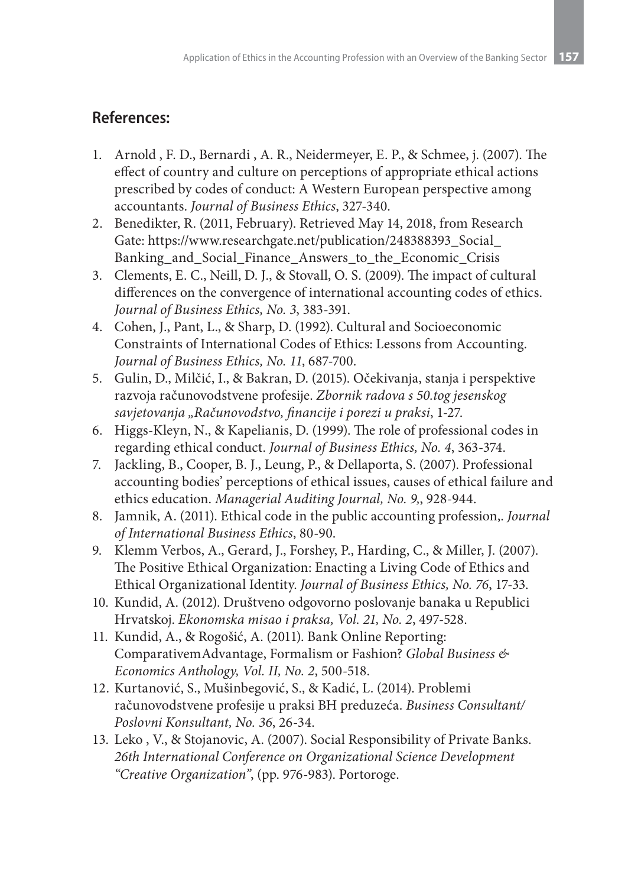## References:

1. Arnold , F. D., Bernardi , A. R., Neidermeyer, E. P., & Schmee, j. (2007). The effect of country and culture on perceptions of appropriate ethical actions prescribed by codes of conduct: A Western European perspective among accountants. *Journal of Business Ethics*, 327-340.
2. Benedikter, R. (2011, February). Retrieved May 14, 2018, from Research Gate: https://www.researchgate.net/publication/248388393_Social_Banking_and_Social_Finance_Answers_to_the_Economic_Crisis
3. Clements, E. C., Neill, D. J., & Stovall, O. S. (2009). The impact of cultural differences on the convergence of international accounting codes of ethics. *Journal of Business Ethics, No. 3*, 383-391.
4. Cohen, J., Pant, L., & Sharp, D. (1992). Cultural and Socioeconomic Constraints of International Codes of Ethics: Lessons from Accounting. *Journal of Business Ethics, No. 11*, 687-700.
5. Gulin, D., Milčić, I., & Bakran, D. (2015). Očekivanja, stanja i perspektive razvoja računovodstvene profesije. *Zbornik radova s 50.tog jesenskog savjetovanja „Računovodstvo, financije i porezi u praksi*, 1-27.
6. Higgs-Kleyn, N., & Kapelianis, D. (1999). The role of professional codes in regarding ethical conduct. *Journal of Business Ethics, No. 4*, 363-374.
7. Jackling, B., Cooper, B. J., Leung, P., & Dellaporta, S. (2007). Professional accounting bodies' perceptions of ethical issues, causes of ethical failure and ethics education. *Managerial Auditing Journal, No. 9,*, 928-944.
8. Jamnik, A. (2011). Ethical code in the public accounting profession,. *Journal of International Business Ethics*, 80-90.
9. Klemm Verbos, A., Gerard, J., Forshey, P., Harding, C., & Miller, J. (2007). The Positive Ethical Organization: Enacting a Living Code of Ethics and Ethical Organizational Identity. *Journal of Business Ethics, No. 76*, 17-33.
10. Kundid, A. (2012). Društveno odgovorno poslovanje banaka u Republici Hrvatskoj. *Ekonomska misao i praksa, Vol. 21, No. 2*, 497-528.
11. Kundid, A., & Rogošić, A. (2011). Bank Online Reporting: ComparativemAdvantage, Formalism or Fashion? *Global Business & Economics Anthology, Vol. II, No. 2*, 500-518.
12. Kurtanović, S., Mušinbegović, S., & Kadić, L. (2014). Problemi računovodstvene profesije u praksi BH preduzeća. *Business Consultant/ Poslovni Konsultant, No. 36*, 26-34.
13. Leko , V., & Stojanovic, A. (2007). Social Responsibility of Private Banks. *26th International Conference on Organizational Science Development "Creative Organization"*, (pp. 976-983). Portoroge.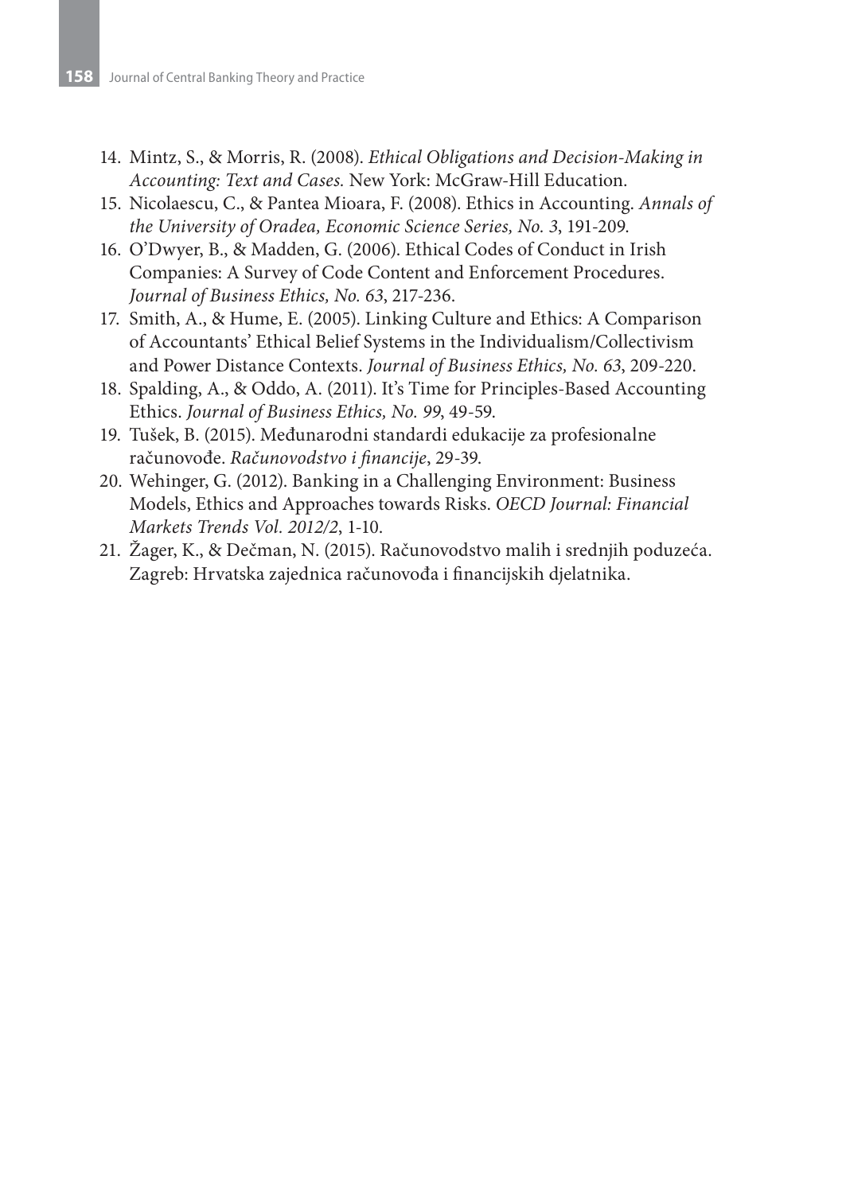14. Mintz, S., & Morris, R. (2008). *Ethical Obligations and Decision-Making in Accounting: Text and Cases.* New York: McGraw-Hill Education.
15. Nicolaescu, C., & Pantea Mioara, F. (2008). Ethics in Accounting. *Annals of the University of Oradea, Economic Science Series, No. 3*, 191-209.
16. O'Dwyer, B., & Madden, G. (2006). Ethical Codes of Conduct in Irish Companies: A Survey of Code Content and Enforcement Procedures. *Journal of Business Ethics, No. 63*, 217-236.
17. Smith, A., & Hume, E. (2005). Linking Culture and Ethics: A Comparison of Accountants' Ethical Belief Systems in the Individualism/Collectivism and Power Distance Contexts. *Journal of Business Ethics, No. 63*, 209-220.
18. Spalding, A., & Oddo, A. (2011). It's Time for Principles-Based Accounting Ethics. *Journal of Business Ethics, No. 99*, 49-59.
19. Tušek, B. (2015). Međunarodni standardi edukacije za profesionalne računovođe. *Računovodstvo i financije*, 29-39.
20. Wehinger, G. (2012). Banking in a Challenging Environment: Business Models, Ethics and Approaches towards Risks. *OECD Journal: Financial Markets Trends Vol. 2012/2*, 1-10.
21. Žager, K., & Dečman, N. (2015). Računovodstvo malih i srednjih poduzeća. Zagreb: Hrvatska zajednica računovođa i financijskih djelatnika.